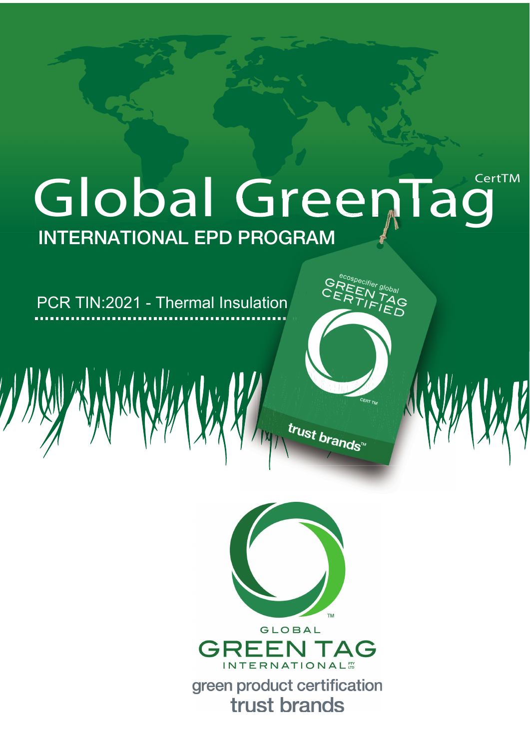# Global GreenTag CertTM

## INTERNATIONAL EPD PROGRAM

PCR TIN:2021 - Thermal Insulation

ecospecifier global GREEN TAG CERTIFIED

CERT TM

trust brands™

GLOBAL GREEN TAG INTERNATIONAL PTY LTD

green product certification

trust brands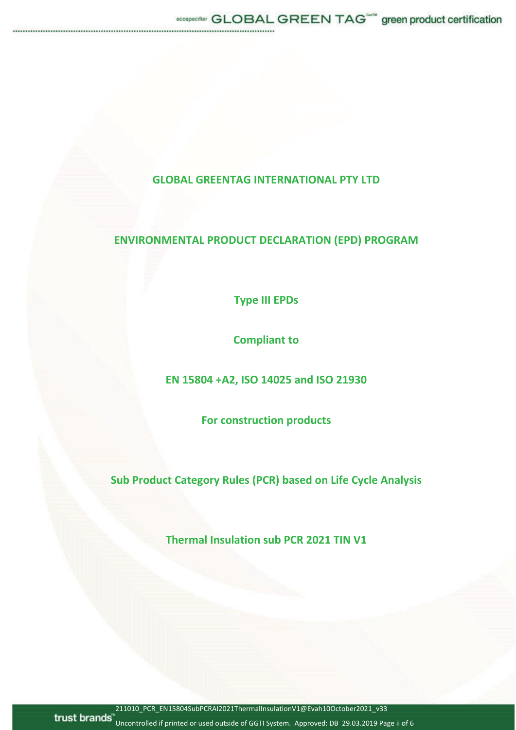# GLOBAL GREENTAG INTERNATIONAL PTY LTD

## ENVIRONMENTAL PRODUCT DECLARATION (EPD) PROGRAM

**Type III EPDs**

**Compliant to**

**EN 15804 +A2, ISO 14025 and ISO 21930**

**For construction products**

**Sub Product Category Rules (PCR) based on Life Cycle Analysis**

**Thermal Insulation sub PCR 2021 TIN V1**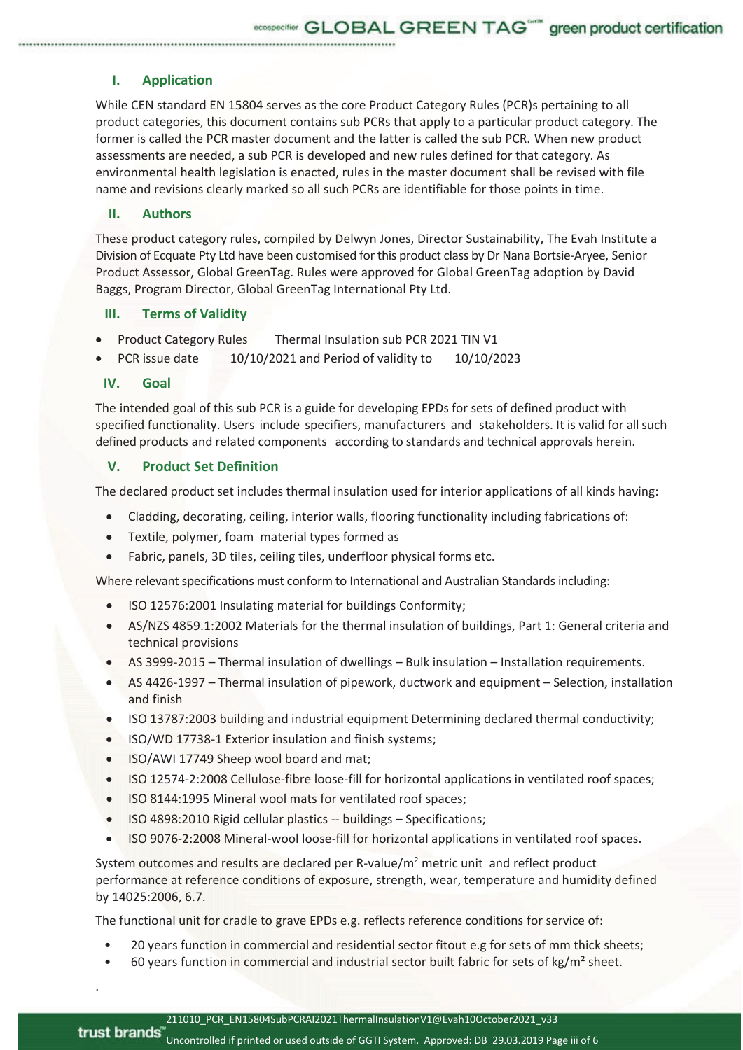## I. Application

While CEN standard EN 15804 serves as the core Product Category Rules (PCR)s pertaining to all product categories, this document contains sub PCRs that apply to a particular product category. The former is called the PCR master document and the latter is called the sub PCR. When new product assessments are needed, a sub PCR is developed and new rules defined for that category. As environmental health legislation is enacted, rules in the master document shall be revised with file name and revisions clearly marked so all such PCRs are identifiable for those points in time.

## II. Authors

These product category rules, compiled by Delwyn Jones, Director Sustainability, The Evah Institute a Division of Ecquate Pty Ltd have been customised for this product class by Dr Nana Bortsie-Aryee, Senior Product Assessor, Global GreenTag. Rules were approved for Global GreenTag adoption by David Baggs, Program Director, Global GreenTag International Pty Ltd.

## III. Terms of Validity

- Product Category Rules Thermal Insulation sub PCR 2021 TIN V1
- PCR issue date 10/10/2021 and Period of validity to 10/10/2023

## IV. Goal

The intended goal of this sub PCR is a guide for developing EPDs for sets of defined product with specified functionality. Users include specifiers, manufacturers and stakeholders. It is valid for all such defined products and related components according to standards and technical approvals herein.

## V. Product Set Definition

The declared product set includes thermal insulation used for interior applications of all kinds having:

- Cladding, decorating, ceiling, interior walls, flooring functionality including fabrications of:
- Textile, polymer, foam material types formed as
- Fabric, panels, 3D tiles, ceiling tiles, underfloor physical forms etc.

Where relevant specifications must conform to International and Australian Standards including:

- ISO 12576:2001 Insulating material for buildings Conformity;
- AS/NZS 4859.1:2002 Materials for the thermal insulation of buildings, Part 1: General criteria and technical provisions
- AS 3999-2015 – Thermal insulation of dwellings – Bulk insulation – Installation requirements.
- AS 4426-1997 – Thermal insulation of pipework, ductwork and equipment – Selection, installation and finish
- ISO 13787:2003 building and industrial equipment Determining declared thermal conductivity;
- ISO/WD 17738-1 Exterior insulation and finish systems;
- ISO/AWI 17749 Sheep wool board and mat;
- ISO 12574-2:2008 Cellulose-fibre loose-fill for horizontal applications in ventilated roof spaces;
- ISO 8144:1995 Mineral wool mats for ventilated roof spaces;
- ISO 4898:2010 Rigid cellular plastics -- buildings – Specifications;
- ISO 9076-2:2008 Mineral-wool loose-fill for horizontal applications in ventilated roof spaces.

System outcomes and results are declared per R-value/$m^2$ metric unit and reflect product performance at reference conditions of exposure, strength, wear, temperature and humidity defined by 14025:2006, 6.7.

The functional unit for cradle to grave EPDs e.g. reflects reference conditions for service of:

- 20 years function in commercial and residential sector fitout e.g for sets of mm thick sheets;
- 60 years function in commercial and industrial sector built fabric for sets of kg/$m^2$ sheet.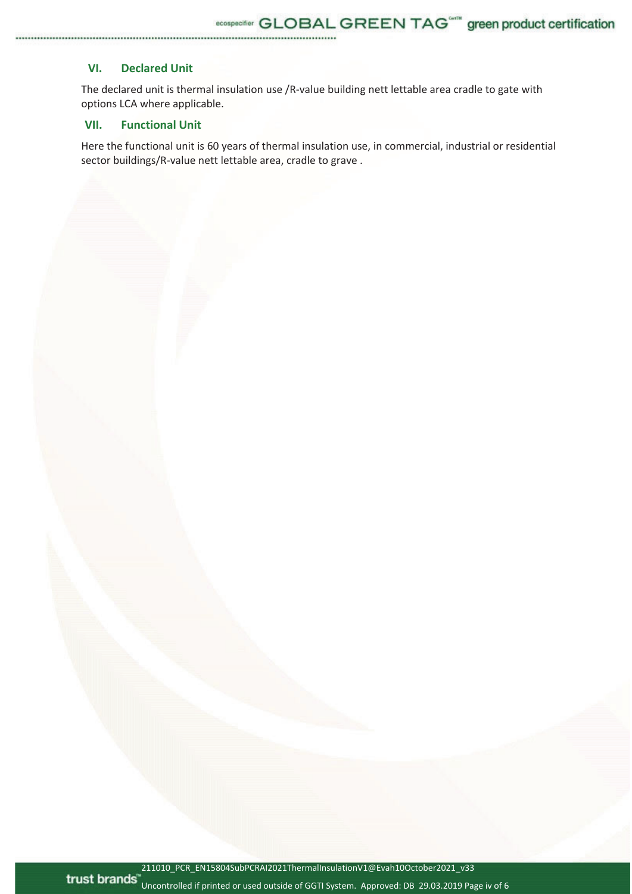## VI. Declared Unit

The declared unit is thermal insulation use /R-value building nett lettable area cradle to gate with options LCA where applicable.

## VII. Functional Unit

Here the functional unit is 60 years of thermal insulation use, in commercial, industrial or residential sector buildings/R-value nett lettable area, cradle to grave .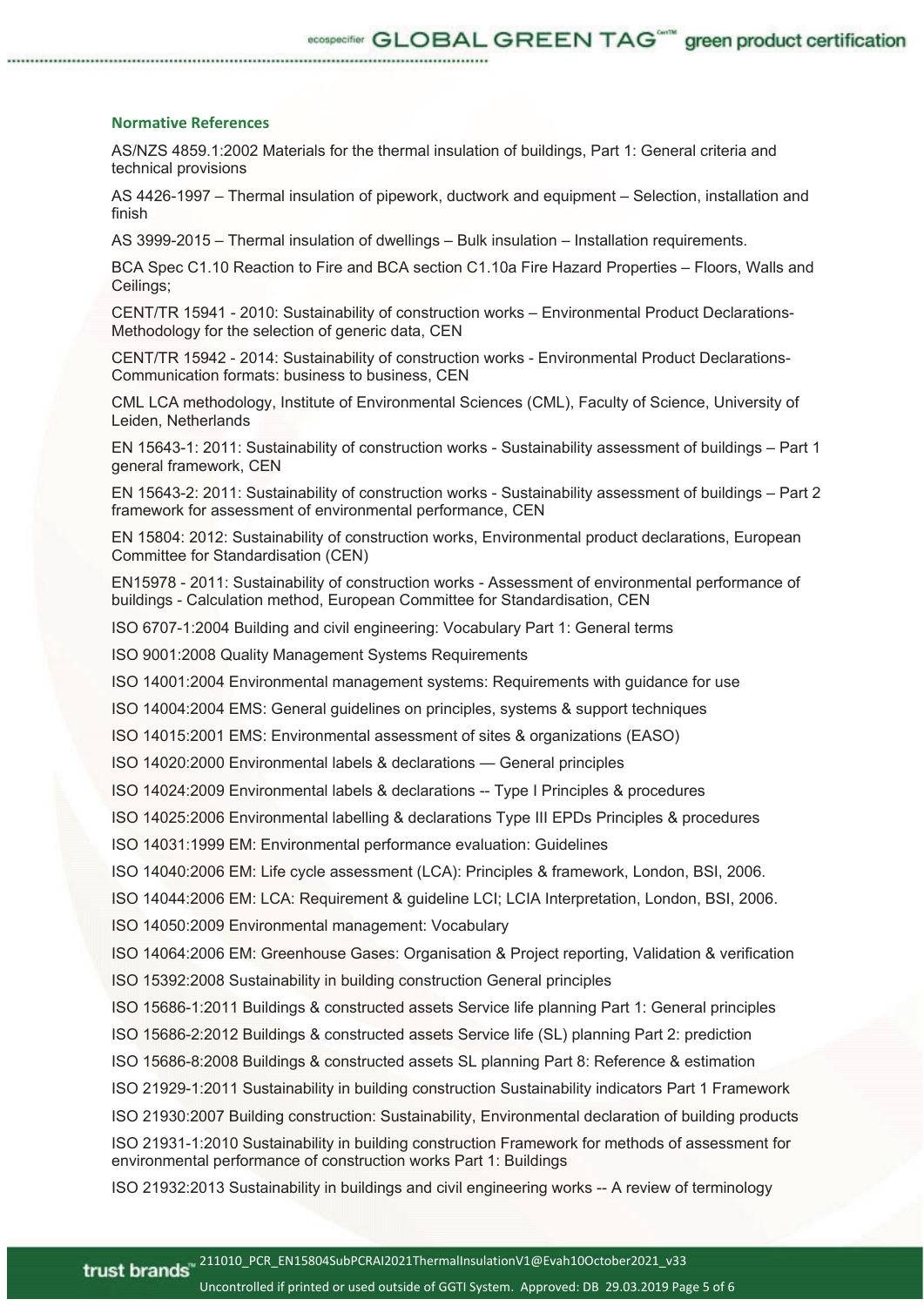### Normative References

AS/NZS 4859.1:2002 Materials for the thermal insulation of buildings, Part 1: General criteria and technical provisions

AS 4426-1997 – Thermal insulation of pipework, ductwork and equipment – Selection, installation and finish

AS 3999-2015 – Thermal insulation of dwellings – Bulk insulation – Installation requirements.

BCA Spec C1.10 Reaction to Fire and BCA section C1.10a Fire Hazard Properties – Floors, Walls and Ceilings;

CENT/TR 15941 - 2010: Sustainability of construction works – Environmental Product Declarations-Methodology for the selection of generic data, CEN

CENT/TR 15942 - 2014: Sustainability of construction works - Environmental Product Declarations-Communication formats: business to business, CEN

CML LCA methodology, Institute of Environmental Sciences (CML), Faculty of Science, University of Leiden, Netherlands

EN 15643-1: 2011: Sustainability of construction works - Sustainability assessment of buildings – Part 1 general framework, CEN

EN 15643-2: 2011: Sustainability of construction works - Sustainability assessment of buildings – Part 2 framework for assessment of environmental performance, CEN

EN 15804: 2012: Sustainability of construction works, Environmental product declarations, European Committee for Standardisation (CEN)

EN15978 - 2011: Sustainability of construction works - Assessment of environmental performance of buildings - Calculation method, European Committee for Standardisation, CEN

ISO 6707-1:2004 Building and civil engineering: Vocabulary Part 1: General terms

ISO 9001:2008 Quality Management Systems Requirements

ISO 14001:2004 Environmental management systems: Requirements with guidance for use

ISO 14004:2004 EMS: General guidelines on principles, systems & support techniques

ISO 14015:2001 EMS: Environmental assessment of sites & organizations (EASO)

ISO 14020:2000 Environmental labels & declarations — General principles

ISO 14024:2009 Environmental labels & declarations -- Type I Principles & procedures

ISO 14025:2006 Environmental labelling & declarations Type III EPDs Principles & procedures

ISO 14031:1999 EM: Environmental performance evaluation: Guidelines

ISO 14040:2006 EM: Life cycle assessment (LCA): Principles & framework, London, BSI, 2006.

ISO 14044:2006 EM: LCA: Requirement & guideline LCI; LCIA Interpretation, London, BSI, 2006.

ISO 14050:2009 Environmental management: Vocabulary

ISO 14064:2006 EM: Greenhouse Gases: Organisation & Project reporting, Validation & verification

ISO 15392:2008 Sustainability in building construction General principles

ISO 15686-1:2011 Buildings & constructed assets Service life planning Part 1: General principles

ISO 15686-2:2012 Buildings & constructed assets Service life (SL) planning Part 2: prediction

ISO 15686-8:2008 Buildings & constructed assets SL planning Part 8: Reference & estimation

ISO 21929-1:2011 Sustainability in building construction Sustainability indicators Part 1 Framework

ISO 21930:2007 Building construction: Sustainability, Environmental declaration of building products

ISO 21931-1:2010 Sustainability in building construction Framework for methods of assessment for environmental performance of construction works Part 1: Buildings

ISO 21932:2013 Sustainability in buildings and civil engineering works -- A review of terminology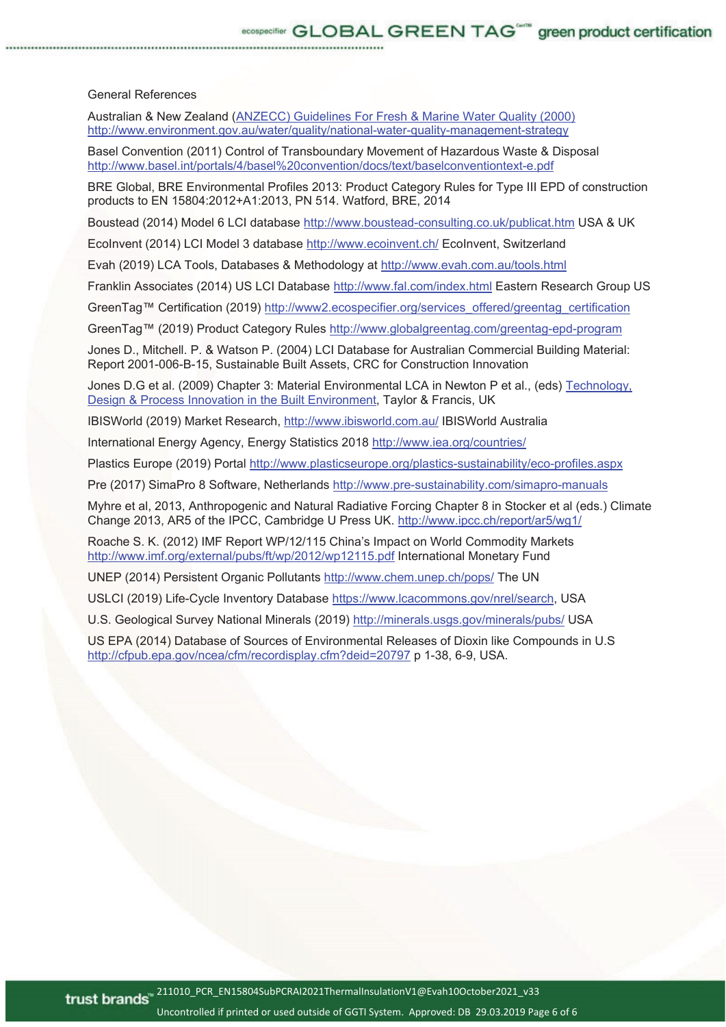General References

Australian & New Zealand ([ANZECC) Guidelines For Fresh & Marine Water Quality (2000)](http://www.environment.gov.au/water/quality/national-water-quality-management-strategy) http://www.environment.gov.au/water/quality/national-water-quality-management-strategy

Basel Convention (2011) Control of Transboundary Movement of Hazardous Waste & Disposal http://www.basel.int/portals/4/basel%20convention/docs/text/baselconventiontext-e.pdf

BRE Global, BRE Environmental Profiles 2013: Product Category Rules for Type III EPD of construction products to EN 15804:2012+A1:2013, PN 514. Watford, BRE, 2014

Boustead (2014) Model 6 LCI database http://www.boustead-consulting.co.uk/publicat.htm USA & UK

EcoInvent (2014) LCI Model 3 database http://www.ecoinvent.ch/ EcoInvent, Switzerland

Evah (2019) LCA Tools, Databases & Methodology at http://www.evah.com.au/tools.html

Franklin Associates (2014) US LCI Database http://www.fal.com/index.html Eastern Research Group US

GreenTag™ Certification (2019) http://www2.ecospecifier.org/services_offered/greentag_certification

GreenTag™ (2019) Product Category Rules http://www.globalgreentag.com/greentag-epd-program

Jones D., Mitchell. P. & Watson P. (2004) LCI Database for Australian Commercial Building Material: Report 2001-006-B-15, Sustainable Built Assets, CRC for Construction Innovation

Jones D.G et al. (2009) Chapter 3: Material Environmental LCA in Newton P et al., (eds) Technology, Design & Process Innovation in the Built Environment, Taylor & Francis, UK

IBISWorld (2019) Market Research, http://www.ibisworld.com.au/ IBISWorld Australia

International Energy Agency, Energy Statistics 2018 http://www.iea.org/countries/

Plastics Europe (2019) Portal http://www.plasticseurope.org/plastics-sustainability/eco-profiles.aspx

Pre (2017) SimaPro 8 Software, Netherlands http://www.pre-sustainability.com/simapro-manuals

Myhre et al, 2013, Anthropogenic and Natural Radiative Forcing Chapter 8 in Stocker et al (eds.) Climate Change 2013, AR5 of the IPCC, Cambridge U Press UK. http://www.ipcc.ch/report/ar5/wg1/

Roache S. K. (2012) IMF Report WP/12/115 China's Impact on World Commodity Markets http://www.imf.org/external/pubs/ft/wp/2012/wp12115.pdf International Monetary Fund

UNEP (2014) Persistent Organic Pollutants http://www.chem.unep.ch/pops/ The UN

USLCI (2019) Life-Cycle Inventory Database https://www.lcacommons.gov/nrel/search, USA

U.S. Geological Survey National Minerals (2019) http://minerals.usgs.gov/minerals/pubs/ USA

US EPA (2014) Database of Sources of Environmental Releases of Dioxin like Compounds in U.S http://cfpub.epa.gov/ncea/cfm/recordisplay.cfm?deid=20797 p 1-38, 6-9, USA.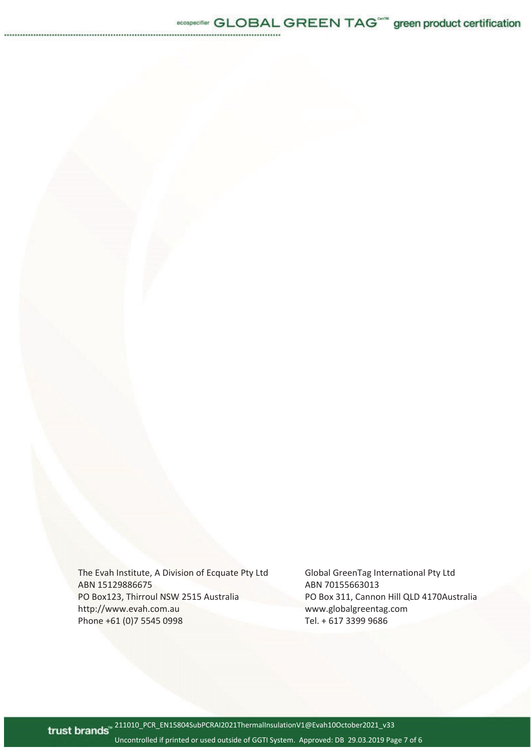The Evah Institute, A Division of Ecquate Pty Ltd
ABN 15129886675
PO Box123, Thirroul NSW 2515 Australia
http://www.evah.com.au
Phone +61 (0)7 5545 0998

Global GreenTag International Pty Ltd
ABN 70155663013
PO Box 311, Cannon Hill QLD 4170Australia
www.globalgreentag.com
Tel. + 617 3399 9686